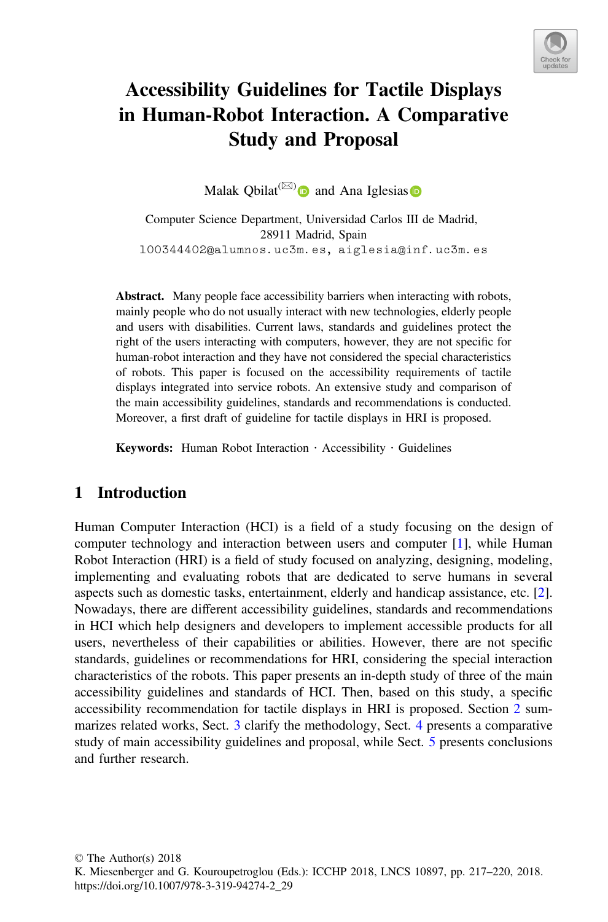# Accessibility Guidelines for Tactile Displays in Human-Robot Interaction. A Comparative Study and Proposal

Malak Qbilat and Ana Iglesias

Computer Science Department, Universidad Carlos III de Madrid, 28911 Madrid, Spain
100344402@alumnos.uc3m.es, aiglesia@inf.uc3m.es

**Abstract.** Many people face accessibility barriers when interacting with robots, mainly people who do not usually interact with new technologies, elderly people and users with disabilities. Current laws, standards and guidelines protect the right of the users interacting with computers, however, they are not specific for human-robot interaction and they have not considered the special characteristics of robots. This paper is focused on the accessibility requirements of tactile displays integrated into service robots. An extensive study and comparison of the main accessibility guidelines, standards and recommendations is conducted. Moreover, a first draft of guideline for tactile displays in HRI is proposed.

**Keywords:** Human Robot Interaction · Accessibility · Guidelines

## 1 Introduction

Human Computer Interaction (HCI) is a field of a study focusing on the design of computer technology and interaction between users and computer [1], while Human Robot Interaction (HRI) is a field of study focused on analyzing, designing, modeling, implementing and evaluating robots that are dedicated to serve humans in several aspects such as domestic tasks, entertainment, elderly and handicap assistance, etc. [2]. Nowadays, there are different accessibility guidelines, standards and recommendations in HCI which help designers and developers to implement accessible products for all users, nevertheless of their capabilities or abilities. However, there are not specific standards, guidelines or recommendations for HRI, considering the special interaction characteristics of the robots. This paper presents an in-depth study of three of the main accessibility guidelines and standards of HCI. Then, based on this study, a specific accessibility recommendation for tactile displays in HRI is proposed. Section 2 summarizes related works, Sect. 3 clarify the methodology, Sect. 4 presents a comparative study of main accessibility guidelines and proposal, while Sect. 5 presents conclusions and further research.

© The Author(s) 2018
K. Miesenberger and G. Kouroupetroglou (Eds.): ICCHP 2018, LNCS 10897, pp. 217–220, 2018.
https://doi.org/10.1007/978-3-319-94274-2_29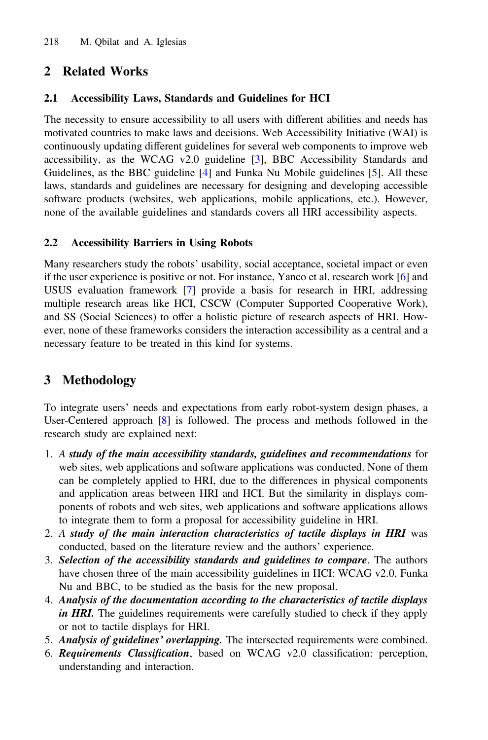## 2 Related Works

### 2.1 Accessibility Laws, Standards and Guidelines for HCI

The necessity to ensure accessibility to all users with different abilities and needs has motivated countries to make laws and decisions. Web Accessibility Initiative (WAI) is continuously updating different guidelines for several web components to improve web accessibility, as the WCAG v2.0 guideline [3], BBC Accessibility Standards and Guidelines, as the BBC guideline [4] and Funka Nu Mobile guidelines [5]. All these laws, standards and guidelines are necessary for designing and developing accessible software products (websites, web applications, mobile applications, etc.). However, none of the available guidelines and standards covers all HRI accessibility aspects.

### 2.2 Accessibility Barriers in Using Robots

Many researchers study the robots' usability, social acceptance, societal impact or even if the user experience is positive or not. For instance, Yanco et al. research work [6] and USUS evaluation framework [7] provide a basis for research in HRI, addressing multiple research areas like HCI, CSCW (Computer Supported Cooperative Work), and SS (Social Sciences) to offer a holistic picture of research aspects of HRI. However, none of these frameworks considers the interaction accessibility as a central and a necessary feature to be treated in this kind for systems.

## 3 Methodology

To integrate users' needs and expectations from early robot-system design phases, a User-Centered approach [8] is followed. The process and methods followed in the research study are explained next:

1. *A **study of the main accessibility standards, guidelines and recommendations*** for web sites, web applications and software applications was conducted. None of them can be completely applied to HRI, due to the differences in physical components and application areas between HRI and HCI. But the similarity in displays components of robots and web sites, web applications and software applications allows to integrate them to form a proposal for accessibility guideline in HRI.
2. *A **study of the main interaction characteristics of tactile displays in HRI*** was conducted, based on the literature review and the authors' experience.
3. ***Selection of the accessibility standards and guidelines to compare***. The authors have chosen three of the main accessibility guidelines in HCI: WCAG v2.0, Funka Nu and BBC, to be studied as the basis for the new proposal.
4. ***Analysis of the documentation according to the characteristics of tactile displays in HRI.*** The guidelines requirements were carefully studied to check if they apply or not to tactile displays for HRI.
5. ***Analysis of guidelines' overlapping.*** The intersected requirements were combined.
6. ***Requirements Classification***, based on WCAG v2.0 classification: perception, understanding and interaction.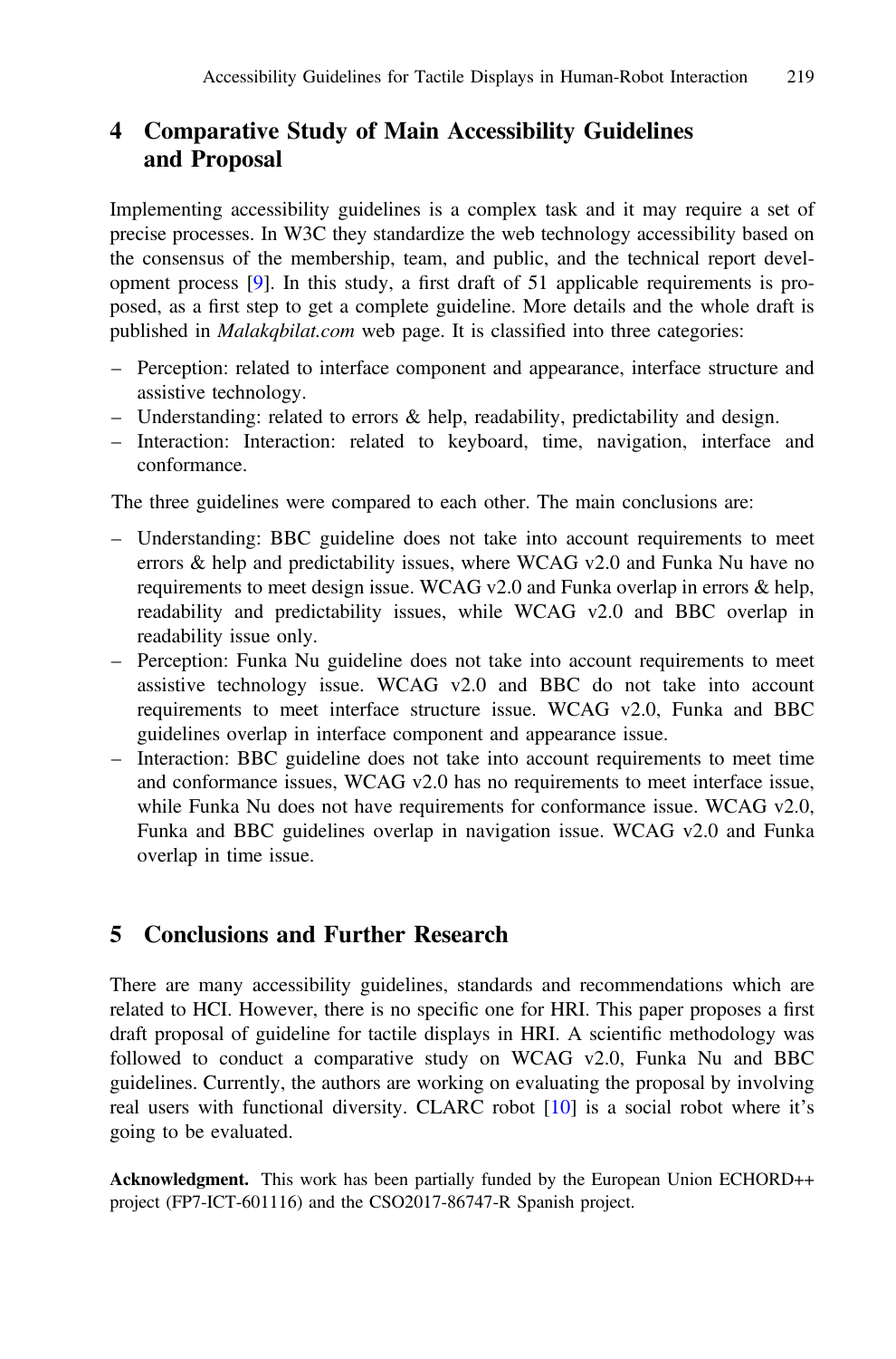## 4 Comparative Study of Main Accessibility Guidelines and Proposal

Implementing accessibility guidelines is a complex task and it may require a set of precise processes. In W3C they standardize the web technology accessibility based on the consensus of the membership, team, and public, and the technical report development process [9]. In this study, a first draft of 51 applicable requirements is proposed, as a first step to get a complete guideline. More details and the whole draft is published in *Malakqbilat.com* web page. It is classified into three categories:

– Perception: related to interface component and appearance, interface structure and assistive technology.
– Understanding: related to errors & help, readability, predictability and design.
– Interaction: Interaction: related to keyboard, time, navigation, interface and conformance.

The three guidelines were compared to each other. The main conclusions are:

– Understanding: BBC guideline does not take into account requirements to meet errors & help and predictability issues, where WCAG v2.0 and Funka Nu have no requirements to meet design issue. WCAG v2.0 and Funka overlap in errors & help, readability and predictability issues, while WCAG v2.0 and BBC overlap in readability issue only.
– Perception: Funka Nu guideline does not take into account requirements to meet assistive technology issue. WCAG v2.0 and BBC do not take into account requirements to meet interface structure issue. WCAG v2.0, Funka and BBC guidelines overlap in interface component and appearance issue.
– Interaction: BBC guideline does not take into account requirements to meet time and conformance issues, WCAG v2.0 has no requirements to meet interface issue, while Funka Nu does not have requirements for conformance issue. WCAG v2.0, Funka and BBC guidelines overlap in navigation issue. WCAG v2.0 and Funka overlap in time issue.

## 5 Conclusions and Further Research

There are many accessibility guidelines, standards and recommendations which are related to HCI. However, there is no specific one for HRI. This paper proposes a first draft proposal of guideline for tactile displays in HRI. A scientific methodology was followed to conduct a comparative study on WCAG v2.0, Funka Nu and BBC guidelines. Currently, the authors are working on evaluating the proposal by involving real users with functional diversity. CLARC robot [10] is a social robot where it's going to be evaluated.

**Acknowledgment.** This work has been partially funded by the European Union ECHORD++ project (FP7-ICT-601116) and the CSO2017-86747-R Spanish project.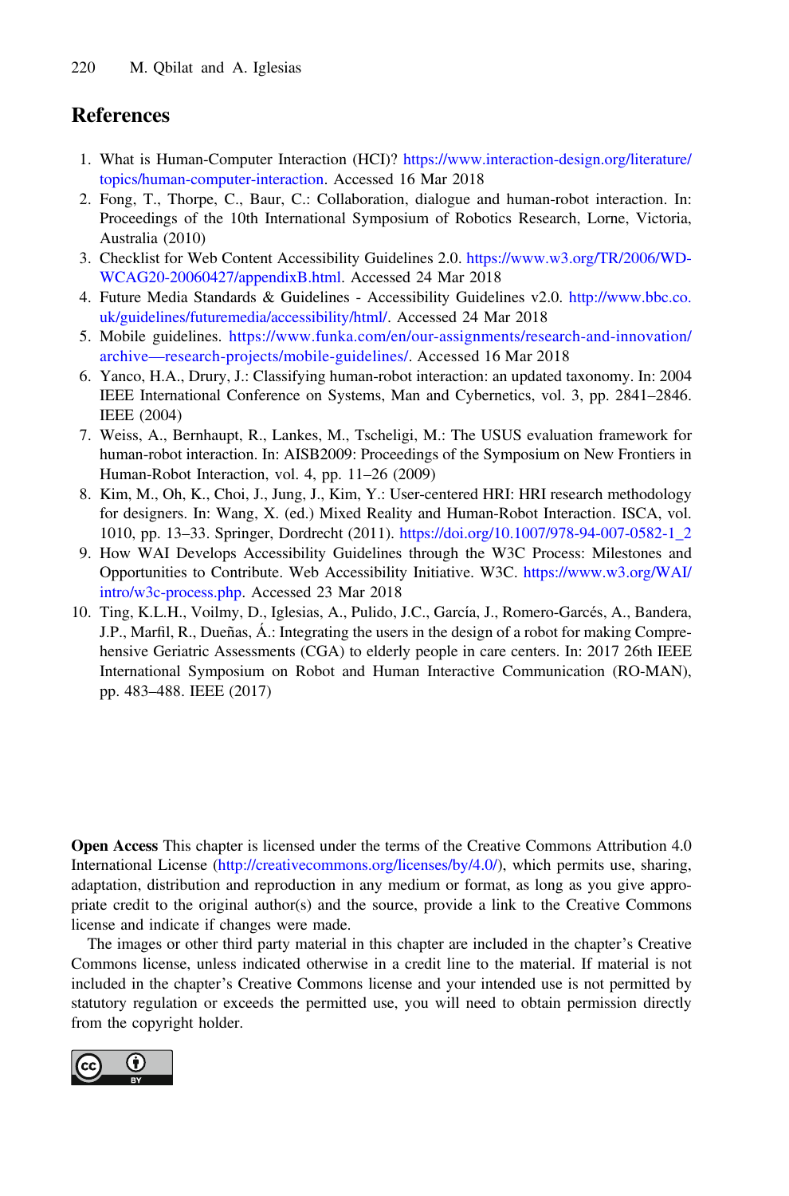## References

1. What is Human-Computer Interaction (HCI)? https://www.interaction-design.org/literature/topics/human-computer-interaction. Accessed 16 Mar 2018
2. Fong, T., Thorpe, C., Baur, C.: Collaboration, dialogue and human-robot interaction. In: Proceedings of the 10th International Symposium of Robotics Research, Lorne, Victoria, Australia (2010)
3. Checklist for Web Content Accessibility Guidelines 2.0. https://www.w3.org/TR/2006/WD-WCAG20-20060427/appendixB.html. Accessed 24 Mar 2018
4. Future Media Standards & Guidelines - Accessibility Guidelines v2.0. http://www.bbc.co.uk/guidelines/futuremedia/accessibility/html/. Accessed 24 Mar 2018
5. Mobile guidelines. https://www.funka.com/en/our-assignments/research-and-innovation/archive—research-projects/mobile-guidelines/. Accessed 16 Mar 2018
6. Yanco, H.A., Drury, J.: Classifying human-robot interaction: an updated taxonomy. In: 2004 IEEE International Conference on Systems, Man and Cybernetics, vol. 3, pp. 2841–2846. IEEE (2004)
7. Weiss, A., Bernhaupt, R., Lankes, M., Tscheligi, M.: The USUS evaluation framework for human-robot interaction. In: AISB2009: Proceedings of the Symposium on New Frontiers in Human-Robot Interaction, vol. 4, pp. 11–26 (2009)
8. Kim, M., Oh, K., Choi, J., Jung, J., Kim, Y.: User-centered HRI: HRI research methodology for designers. In: Wang, X. (ed.) Mixed Reality and Human-Robot Interaction. ISCA, vol. 1010, pp. 13–33. Springer, Dordrecht (2011). https://doi.org/10.1007/978-94-007-0582-1_2
9. How WAI Develops Accessibility Guidelines through the W3C Process: Milestones and Opportunities to Contribute. Web Accessibility Initiative. W3C. https://www.w3.org/WAI/intro/w3c-process.php. Accessed 23 Mar 2018
10. Ting, K.L.H., Voilmy, D., Iglesias, A., Pulido, J.C., García, J., Romero-Garcés, A., Bandera, J.P., Marfil, R., Dueñas, Á.: Integrating the users in the design of a robot for making Comprehensive Geriatric Assessments (CGA) to elderly people in care centers. In: 2017 26th IEEE International Symposium on Robot and Human Interactive Communication (RO-MAN), pp. 483–488. IEEE (2017)

**Open Access** This chapter is licensed under the terms of the Creative Commons Attribution 4.0 International License (http://creativecommons.org/licenses/by/4.0/), which permits use, sharing, adaptation, distribution and reproduction in any medium or format, as long as you give appropriate credit to the original author(s) and the source, provide a link to the Creative Commons license and indicate if changes were made.

The images or other third party material in this chapter are included in the chapter's Creative Commons license, unless indicated otherwise in a credit line to the material. If material is not included in the chapter's Creative Commons license and your intended use is not permitted by statutory regulation or exceeds the permitted use, you will need to obtain permission directly from the copyright holder.